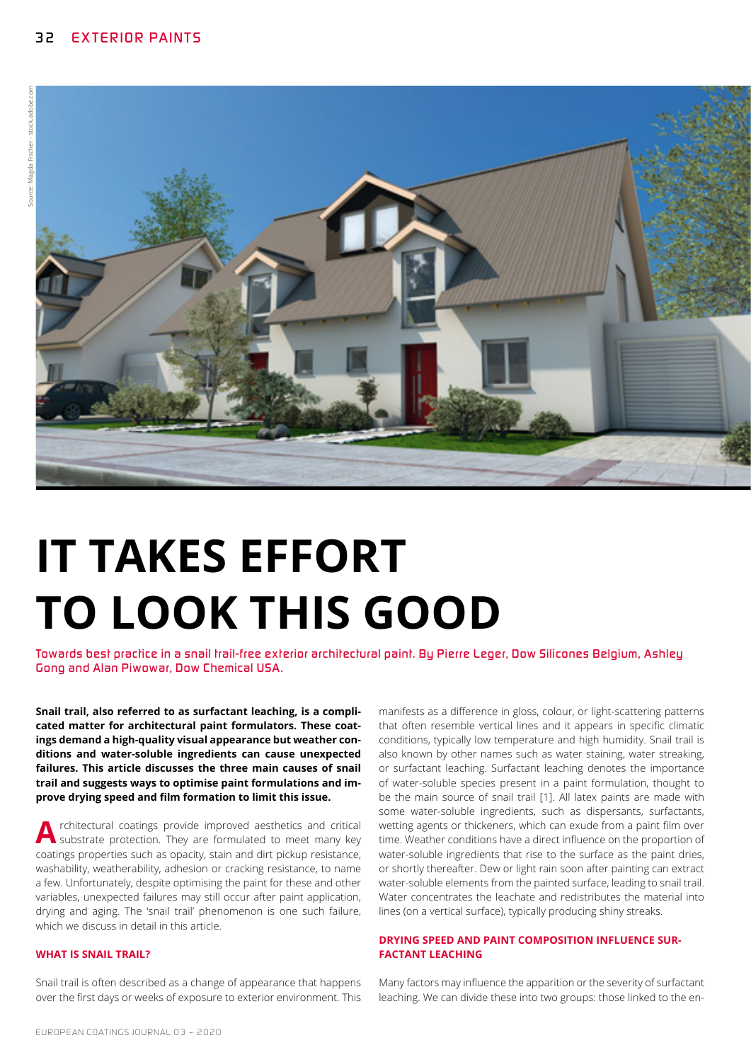# IT TAKES EFFORT TO LOOK THIS GOOD

Towards best practice in a snail trail-free exterior architectural paint. By Pierre Leger, Dow Silicones Belgium, Ashley Gong and Alan Piwowar, Dow Chemical USA.

**Snail trail, also referred to as surfactant leaching, is a complicated matter for architectural paint formulators. These coatings demand a high-quality visual appearance but weather conditions and water-soluble ingredients can cause unexpected failures. This article discusses the three main causes of snail trail and suggests ways to optimise paint formulations and improve drying speed and film formation to limit this issue.**

Architectural coatings provide improved aesthetics and critical substrate protection. They are formulated to meet many key coatings properties such as opacity, stain and dirt pickup resistance, washability, weatherability, adhesion or cracking resistance, to name a few. Unfortunately, despite optimising the paint for these and other variables, unexpected failures may still occur after paint application, drying and aging. The 'snail trail' phenomenon is one such failure, which we discuss in detail in this article.

## WHAT IS SNAIL TRAIL?

Snail trail is often described as a change of appearance that happens over the first days or weeks of exposure to exterior environment. This manifests as a difference in gloss, colour, or light-scattering patterns that often resemble vertical lines and it appears in specific climatic conditions, typically low temperature and high humidity. Snail trail is also known by other names such as water staining, water streaking, or surfactant leaching. Surfactant leaching denotes the importance of water-soluble species present in a paint formulation, thought to be the main source of snail trail [1]. All latex paints are made with some water-soluble ingredients, such as dispersants, surfactants, wetting agents or thickeners, which can exude from a paint film over time. Weather conditions have a direct influence on the proportion of water-soluble ingredients that rise to the surface as the paint dries, or shortly thereafter. Dew or light rain soon after painting can extract water-soluble elements from the painted surface, leading to snail trail. Water concentrates the leachate and redistributes the material into lines (on a vertical surface), typically producing shiny streaks.

## DRYING SPEED AND PAINT COMPOSITION INFLUENCE SURFACTANT LEACHING

Many factors may influence the apparition or the severity of surfactant leaching. We can divide these into two groups: those linked to the en-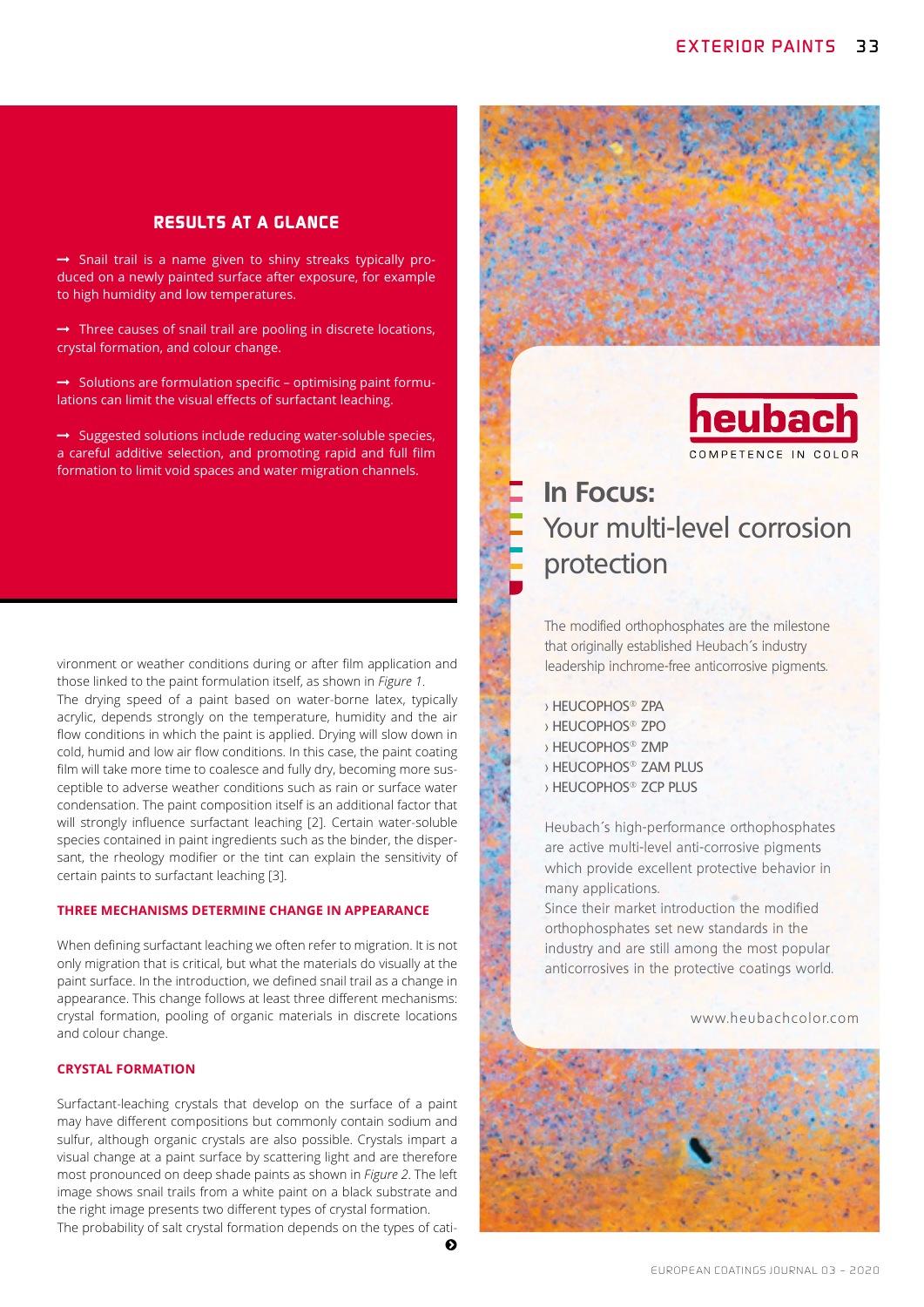## RESULTS AT A GLANCE

→ Snail trail is a name given to shiny streaks typically produced on a newly painted surface after exposure, for example to high humidity and low temperatures.

→ Three causes of snail trail are pooling in discrete locations, crystal formation, and colour change.

→ Solutions are formulation specific – optimising paint formulations can limit the visual effects of surfactant leaching.

→ Suggested solutions include reducing water-soluble species, a careful additive selection, and promoting rapid and full film formation to limit void spaces and water migration channels.

vironment or weather conditions during or after film application and those linked to the paint formulation itself, as shown in *Figure 1*.

The drying speed of a paint based on water-borne latex, typically acrylic, depends strongly on the temperature, humidity and the air flow conditions in which the paint is applied. Drying will slow down in cold, humid and low air flow conditions. In this case, the paint coating film will take more time to coalesce and fully dry, becoming more susceptible to adverse weather conditions such as rain or surface water condensation. The paint composition itself is an additional factor that will strongly influence surfactant leaching [2]. Certain water-soluble species contained in paint ingredients such as the binder, the dispersant, the rheology modifier or the tint can explain the sensitivity of certain paints to surfactant leaching [3].

### THREE MECHANISMS DETERMINE CHANGE IN APPEARANCE

When defining surfactant leaching we often refer to migration. It is not only migration that is critical, but what the materials do visually at the paint surface. In the introduction, we defined snail trail as a change in appearance. This change follows at least three different mechanisms: crystal formation, pooling of organic materials in discrete locations and colour change.

### CRYSTAL FORMATION

Surfactant-leaching crystals that develop on the surface of a paint may have different compositions but commonly contain sodium and sulfur, although organic crystals are also possible. Crystals impart a visual change at a paint surface by scattering light and are therefore most pronounced on deep shade paints as shown in *Figure 2*. The left image shows snail trails from a white paint on a black substrate and the right image presents two different types of crystal formation.

The probability of salt crystal formation depends on the types of cati-

heubach
COMPETENCE IN COLOR

**In Focus:**
Your multi-level corrosion protection

The modified orthophosphates are the milestone that originally established Heubach´s industry leadership inchrome-free anticorrosive pigments.

› HEUCOPHOS® ZPA
› HEUCOPHOS® ZPO
› HEUCOPHOS® ZMP
› HEUCOPHOS® ZAM PLUS
› HEUCOPHOS® ZCP PLUS

Heubach´s high-performance orthophosphates are active multi-level anti-corrosive pigments which provide excellent protective behavior in many applications.
Since their market introduction the modified orthophosphates set new standards in the industry and are still among the most popular anticorrosives in the protective coatings world.

www.heubachcolor.com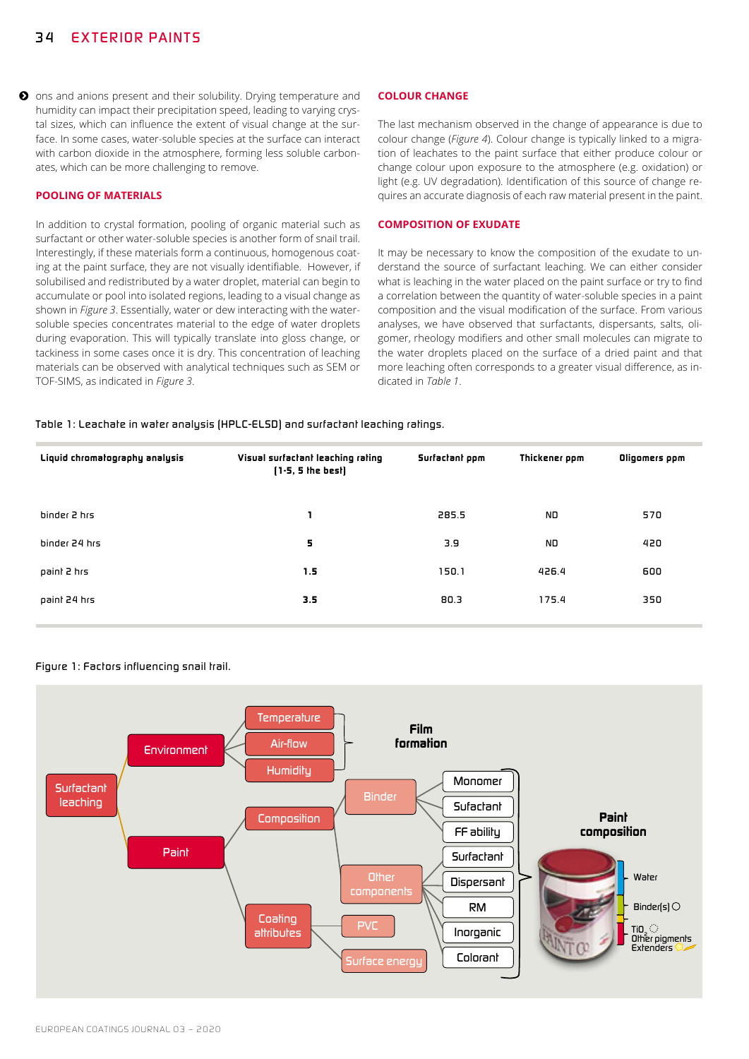ons and anions present and their solubility. Drying temperature and humidity can impact their precipitation speed, leading to varying crystal sizes, which can influence the extent of visual change at the surface. In some cases, water-soluble species at the surface can interact with carbon dioxide in the atmosphere, forming less soluble carbonates, which can be more challenging to remove.

## POOLING OF MATERIALS

In addition to crystal formation, pooling of organic material such as surfactant or other water-soluble species is another form of snail trail. Interestingly, if these materials form a continuous, homogenous coating at the paint surface, they are not visually identifiable. However, if solubilised and redistributed by a water droplet, material can begin to accumulate or pool into isolated regions, leading to a visual change as shown in *Figure 3*. Essentially, water or dew interacting with the water-soluble species concentrates material to the edge of water droplets during evaporation. This will typically translate into gloss change, or tackiness in some cases once it is dry. This concentration of leaching materials can be observed with analytical techniques such as SEM or TOF-SIMS, as indicated in *Figure 3*.

## COLOUR CHANGE

The last mechanism observed in the change of appearance is due to colour change (*Figure 4*). Colour change is typically linked to a migration of leachates to the paint surface that either produce colour or change colour upon exposure to the atmosphere (e.g. oxidation) or light (e.g. UV degradation). Identification of this source of change requires an accurate diagnosis of each raw material present in the paint.

## COMPOSITION OF EXUDATE

It may be necessary to know the composition of the exudate to understand the source of surfactant leaching. We can either consider what is leaching in the water placed on the paint surface or try to find a correlation between the quantity of water-soluble species in a paint composition and the visual modification of the surface. From various analyses, we have observed that surfactants, dispersants, salts, oligomer, rheology modifiers and other small molecules can migrate to the water droplets placed on the surface of a dried paint and that more leaching often corresponds to a greater visual difference, as indicated in *Table 1*.

Table 1: Leachate in water analysis (HPLC-ELSD) and surfactant leaching ratings.

| Liquid chromatography analysis | Visual surfactant leaching rating (1-5, 5 the best) | Surfactant ppm | Thickener ppm | Oligomers ppm |
|---|---|---|---|---|
| binder 2 hrs | 1 | 285.5 | ND | 570 |
| binder 24 hrs | 5 | 3.9 | ND | 420 |
| paint 2 hrs | 1.5 | 150.1 | 426.4 | 600 |
| paint 24 hrs | 3.5 | 80.3 | 175.4 | 350 |

Figure 1: Factors influencing snail trail.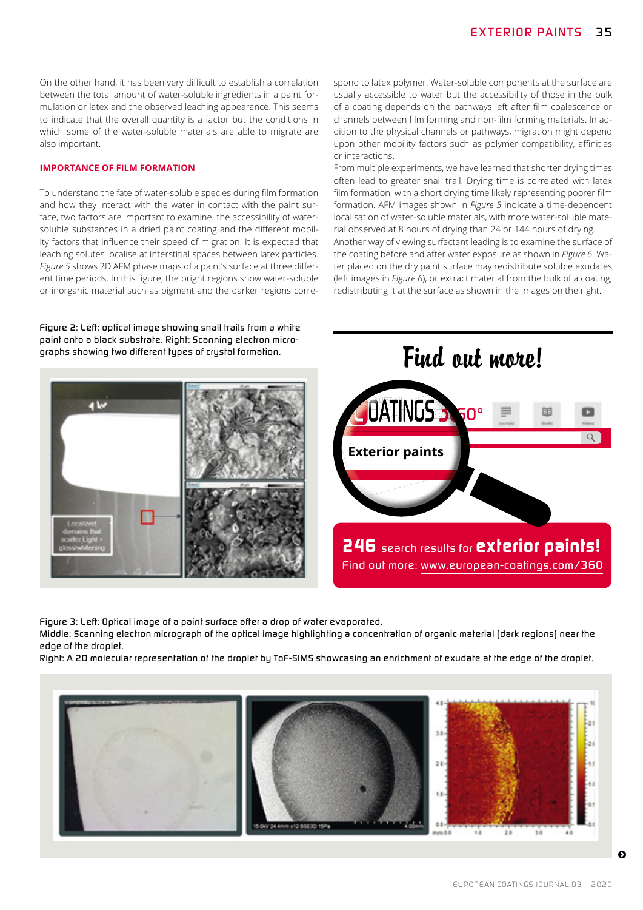On the other hand, it has been very difficult to establish a correlation between the total amount of water-soluble ingredients in a paint formulation or latex and the observed leaching appearance. This seems to indicate that the overall quantity is a factor but the conditions in which some of the water-soluble materials are able to migrate are also important.

## IMPORTANCE OF FILM FORMATION

To understand the fate of water-soluble species during film formation and how they interact with the water in contact with the paint surface, two factors are important to examine: the accessibility of water-soluble substances in a dried paint coating and the different mobility factors that influence their speed of migration. It is expected that leaching solutes localise at interstitial spaces between latex particles. *Figure 5* shows 2D AFM phase maps of a paint's surface at three different time periods. In this figure, the bright regions show water-soluble or inorganic material such as pigment and the darker regions correspond to latex polymer. Water-soluble components at the surface are usually accessible to water but the accessibility of those in the bulk of a coating depends on the pathways left after film coalescence or channels between film forming and non-film forming materials. In addition to the physical channels or pathways, migration might depend upon other mobility factors such as polymer compatibility, affinities or interactions.

From multiple experiments, we have learned that shorter drying times often lead to greater snail trail. Drying time is correlated with latex film formation, with a short drying time likely representing poorer film formation. AFM images shown in *Figure 5* indicate a time-dependent localisation of water-soluble materials, with more water-soluble material observed at 8 hours of drying than 24 or 144 hours of drying.

Another way of viewing surfactant leaching is to examine the surface of the coating before and after water exposure as shown in *Figure 6*. Water placed on the dry paint surface may redistribute soluble exudates (left images in *Figure 6*), or extract material from the bulk of a coating, redistributing it at the surface as shown in the images on the right.

Figure 2: Left: optical image showing snail trails from a white paint onto a black substrate. Right: Scanning electron micrographs showing two different types of crystal formation.

**Find out more!**

Exterior paints

**246** search results for **exterior paints!**
Find out more: www.european-coatings.com/360

Figure 3: Left: Optical image of a paint surface after a drop of water evaporated.
Middle: Scanning electron micrograph of the optical image highlighting a concentration of organic material (dark regions) near the edge of the droplet.
Right: A 2D molecular representation of the droplet by ToF-SIMS showcasing an enrichment of exudate at the edge of the droplet.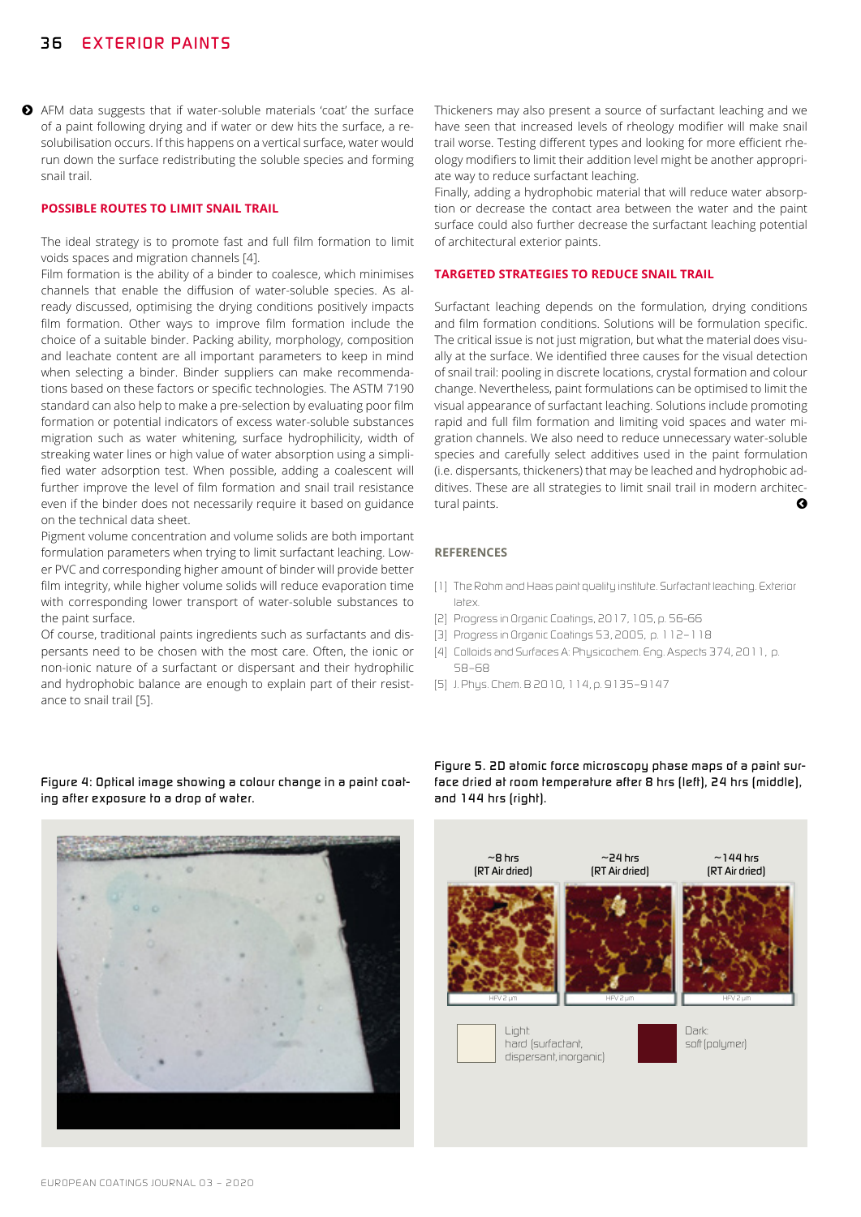AFM data suggests that if water-soluble materials 'coat' the surface of a paint following drying and if water or dew hits the surface, a resolubilisation occurs. If this happens on a vertical surface, water would run down the surface redistributing the soluble species and forming snail trail.

## POSSIBLE ROUTES TO LIMIT SNAIL TRAIL

The ideal strategy is to promote fast and full film formation to limit voids spaces and migration channels [4].

Film formation is the ability of a binder to coalesce, which minimises channels that enable the diffusion of water-soluble species. As already discussed, optimising the drying conditions positively impacts film formation. Other ways to improve film formation include the choice of a suitable binder. Packing ability, morphology, composition and leachate content are all important parameters to keep in mind when selecting a binder. Binder suppliers can make recommendations based on these factors or specific technologies. The ASTM 7190 standard can also help to make a pre-selection by evaluating poor film formation or potential indicators of excess water-soluble substances migration such as water whitening, surface hydrophilicity, width of streaking water lines or high value of water absorption using a simplified water adsorption test. When possible, adding a coalescent will further improve the level of film formation and snail trail resistance even if the binder does not necessarily require it based on guidance on the technical data sheet.

Pigment volume concentration and volume solids are both important formulation parameters when trying to limit surfactant leaching. Lower PVC and corresponding higher amount of binder will provide better film integrity, while higher volume solids will reduce evaporation time with corresponding lower transport of water-soluble substances to the paint surface.

Of course, traditional paints ingredients such as surfactants and dispersants need to be chosen with the most care. Often, the ionic or non-ionic nature of a surfactant or dispersant and their hydrophilic and hydrophobic balance are enough to explain part of their resistance to snail trail [5].

Thickeners may also present a source of surfactant leaching and we have seen that increased levels of rheology modifier will make snail trail worse. Testing different types and looking for more efficient rheology modifiers to limit their addition level might be another appropriate way to reduce surfactant leaching.

Finally, adding a hydrophobic material that will reduce water absorption or decrease the contact area between the water and the paint surface could also further decrease the surfactant leaching potential of architectural exterior paints.

## TARGETED STRATEGIES TO REDUCE SNAIL TRAIL

Surfactant leaching depends on the formulation, drying conditions and film formation conditions. Solutions will be formulation specific. The critical issue is not just migration, but what the material does visually at the surface. We identified three causes for the visual detection of snail trail: pooling in discrete locations, crystal formation and colour change. Nevertheless, paint formulations can be optimised to limit the visual appearance of surfactant leaching. Solutions include promoting rapid and full film formation and limiting void spaces and water migration channels. We also need to reduce unnecessary water-soluble species and carefully select additives used in the paint formulation (i.e. dispersants, thickeners) that may be leached and hydrophobic additives. These are all strategies to limit snail trail in modern architectural paints.

## REFERENCES

[1] The Rohm and Haas paint quality institute. Surfactant leaching. Exterior latex.

[2] Progress in Organic Coatings, 2017, 105, p. 56-66

[3] Progress in Organic Coatings 53, 2005, p. 112-118

[4] Colloids and Surfaces A: Physicochem. Eng. Aspects 374, 2011, p. 58-68

[5] J. Phys. Chem. B 2010, 114, p. 9135-9147

Figure 4: Optical image showing a colour change in a paint coating after exposure to a drop of water.

Figure 5. 2D atomic force microscopy phase maps of a paint surface dried at room temperature after 8 hrs (left), 24 hrs (middle), and 144 hrs (right).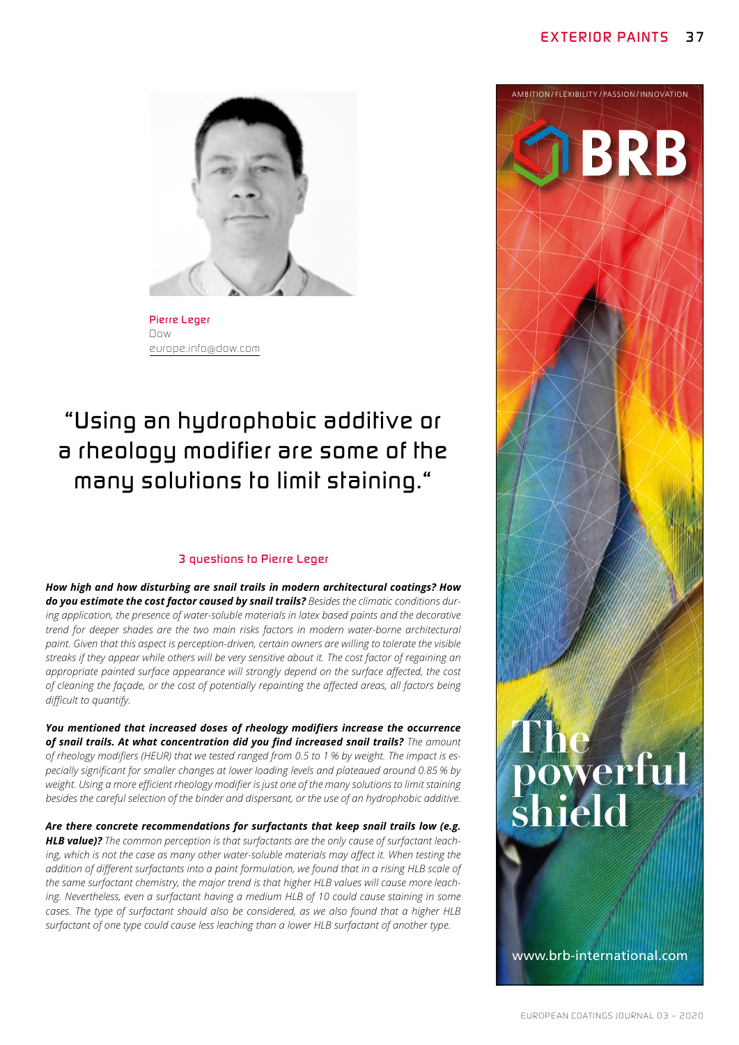Pierre Leger
Dow
europe.info@dow.com

## "Using an hydrophobic additive or a rheology modifier are some of the many solutions to limit staining."

### 3 questions to Pierre Leger

***How high and how disturbing are snail trails in modern architectural coatings? How do you estimate the cost factor caused by snail trails?*** *Besides the climatic conditions during application, the presence of water-soluble materials in latex based paints and the decorative trend for deeper shades are the two main risks factors in modern water-borne architectural paint. Given that this aspect is perception-driven, certain owners are willing to tolerate the visible streaks if they appear while others will be very sensitive about it. The cost factor of regaining an appropriate painted surface appearance will strongly depend on the surface affected, the cost of cleaning the façade, or the cost of potentially repainting the affected areas, all factors being difficult to quantify.*

***You mentioned that increased doses of rheology modifiers increase the occurrence of snail trails. At what concentration did you find increased snail trails?*** *The amount of rheology modifiers (HEUR) that we tested ranged from 0.5 to 1 % by weight. The impact is especially significant for smaller changes at lower loading levels and plateaued around 0.85 % by weight. Using a more efficient rheology modifier is just one of the many solutions to limit staining besides the careful selection of the binder and dispersant, or the use of an hydrophobic additive.*

***Are there concrete recommendations for surfactants that keep snail trails low (e.g. HLB value)?*** *The common perception is that surfactants are the only cause of surfactant leaching, which is not the case as many other water-soluble materials may affect it. When testing the addition of different surfactants into a paint formulation, we found that in a rising HLB scale of the same surfactant chemistry, the major trend is that higher HLB values will cause more leaching. Nevertheless, even a surfactant having a medium HLB of 10 could cause staining in some cases. The type of surfactant should also be considered, as we also found that a higher HLB surfactant of one type could cause less leaching than a lower HLB surfactant of another type.*

AMBITION / FLEXIBILITY / PASSION / INNOVATION

BRB

The powerful shield

www.brb-international.com